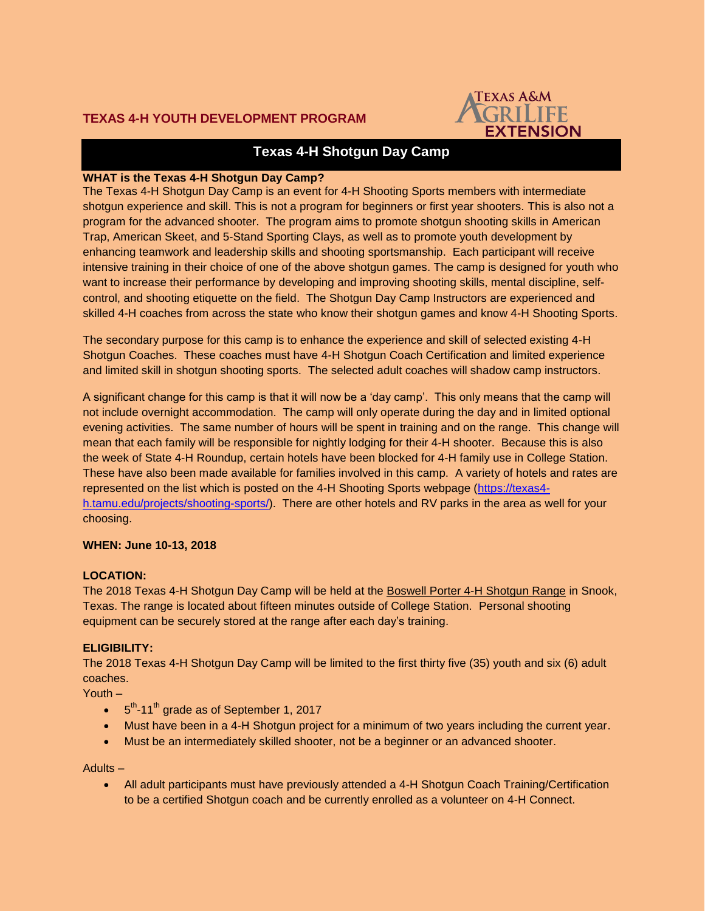TEXAS 4-H YOUTH DEVELOPMENT PROGRAM

Texas A&M AgriLife Extension

# Texas 4-H Shotgun Day Camp

**WHAT is the Texas 4-H Shotgun Day Camp?**

The Texas 4-H Shotgun Day Camp is an event for 4-H Shooting Sports members with intermediate shotgun experience and skill. This is not a program for beginners or first year shooters. This is also not a program for the advanced shooter. The program aims to promote shotgun shooting skills in American Trap, American Skeet, and 5-Stand Sporting Clays, as well as to promote youth development by enhancing teamwork and leadership skills and shooting sportsmanship. Each participant will receive intensive training in their choice of one of the above shotgun games. The camp is designed for youth who want to increase their performance by developing and improving shooting skills, mental discipline, self-control, and shooting etiquette on the field. The Shotgun Day Camp Instructors are experienced and skilled 4-H coaches from across the state who know their shotgun games and know 4-H Shooting Sports.

The secondary purpose for this camp is to enhance the experience and skill of selected existing 4-H Shotgun Coaches. These coaches must have 4-H Shotgun Coach Certification and limited experience and limited skill in shotgun shooting sports. The selected adult coaches will shadow camp instructors.

A significant change for this camp is that it will now be a 'day camp'. This only means that the camp will not include overnight accommodation. The camp will only operate during the day and in limited optional evening activities. The same number of hours will be spent in training and on the range. This change will mean that each family will be responsible for nightly lodging for their 4-H shooter. Because this is also the week of State 4-H Roundup, certain hotels have been blocked for 4-H family use in College Station. These have also been made available for families involved in this camp. A variety of hotels and rates are represented on the list which is posted on the 4-H Shooting Sports webpage (https://texas4-h.tamu.edu/projects/shooting-sports/). There are other hotels and RV parks in the area as well for your choosing.

**WHEN: June 10-13, 2018**

**LOCATION:**

The 2018 Texas 4-H Shotgun Day Camp will be held at the Boswell Porter 4-H Shotgun Range in Snook, Texas. The range is located about fifteen minutes outside of College Station. Personal shooting equipment can be securely stored at the range after each day's training.

**ELIGIBILITY:**

The 2018 Texas 4-H Shotgun Day Camp will be limited to the first thirty five (35) youth and six (6) adult coaches.

Youth –

- 5th-11th grade as of September 1, 2017
- Must have been in a 4-H Shotgun project for a minimum of two years including the current year.
- Must be an intermediately skilled shooter, not be a beginner or an advanced shooter.

Adults –

- All adult participants must have previously attended a 4-H Shotgun Coach Training/Certification to be a certified Shotgun coach and be currently enrolled as a volunteer on 4-H Connect.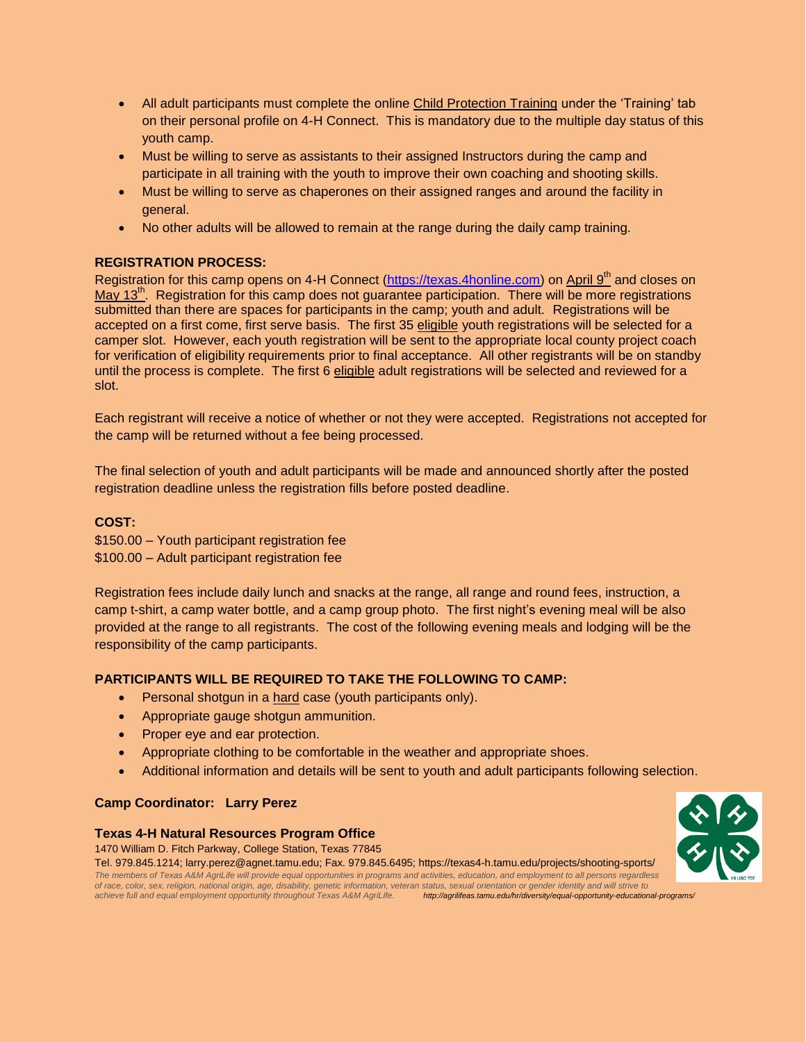- All adult participants must complete the online Child Protection Training under the 'Training' tab on their personal profile on 4-H Connect. This is mandatory due to the multiple day status of this youth camp.
- Must be willing to serve as assistants to their assigned Instructors during the camp and participate in all training with the youth to improve their own coaching and shooting skills.
- Must be willing to serve as chaperones on their assigned ranges and around the facility in general.
- No other adults will be allowed to remain at the range during the daily camp training.

**REGISTRATION PROCESS:**

Registration for this camp opens on 4-H Connect (https://texas.4honline.com) on April 9th and closes on May 13th. Registration for this camp does not guarantee participation. There will be more registrations submitted than there are spaces for participants in the camp; youth and adult. Registrations will be accepted on a first come, first serve basis. The first 35 eligible youth registrations will be selected for a camper slot. However, each youth registration will be sent to the appropriate local county project coach for verification of eligibility requirements prior to final acceptance. All other registrants will be on standby until the process is complete. The first 6 eligible adult registrations will be selected and reviewed for a slot.

Each registrant will receive a notice of whether or not they were accepted. Registrations not accepted for the camp will be returned without a fee being processed.

The final selection of youth and adult participants will be made and announced shortly after the posted registration deadline unless the registration fills before posted deadline.

**COST:**

$150.00 – Youth participant registration fee
$100.00 – Adult participant registration fee

Registration fees include daily lunch and snacks at the range, all range and round fees, instruction, a camp t-shirt, a camp water bottle, and a camp group photo. The first night's evening meal will be also provided at the range to all registrants. The cost of the following evening meals and lodging will be the responsibility of the camp participants.

**PARTICIPANTS WILL BE REQUIRED TO TAKE THE FOLLOWING TO CAMP:**

- Personal shotgun in a hard case (youth participants only).
- Appropriate gauge shotgun ammunition.
- Proper eye and ear protection.
- Appropriate clothing to be comfortable in the weather and appropriate shoes.
- Additional information and details will be sent to youth and adult participants following selection.

**Camp Coordinator: Larry Perez**

**Texas 4-H Natural Resources Program Office**
1470 William D. Fitch Parkway, College Station, Texas 77845
Tel. 979.845.1214; larry.perez@agnet.tamu.edu; Fax. 979.845.6495; https://texas4-h.tamu.edu/projects/shooting-sports/

*The members of Texas A&M AgriLife will provide equal opportunities in programs and activities, education, and employment to all persons regardless of race, color, sex, religion, national origin, age, disability, genetic information, veteran status, sexual orientation or gender identity and will strive to achieve full and equal employment opportunity throughout Texas A&M AgriLife.* ***http://agrilifeas.tamu.edu/hr/diversity/equal-opportunity-educational-programs/***